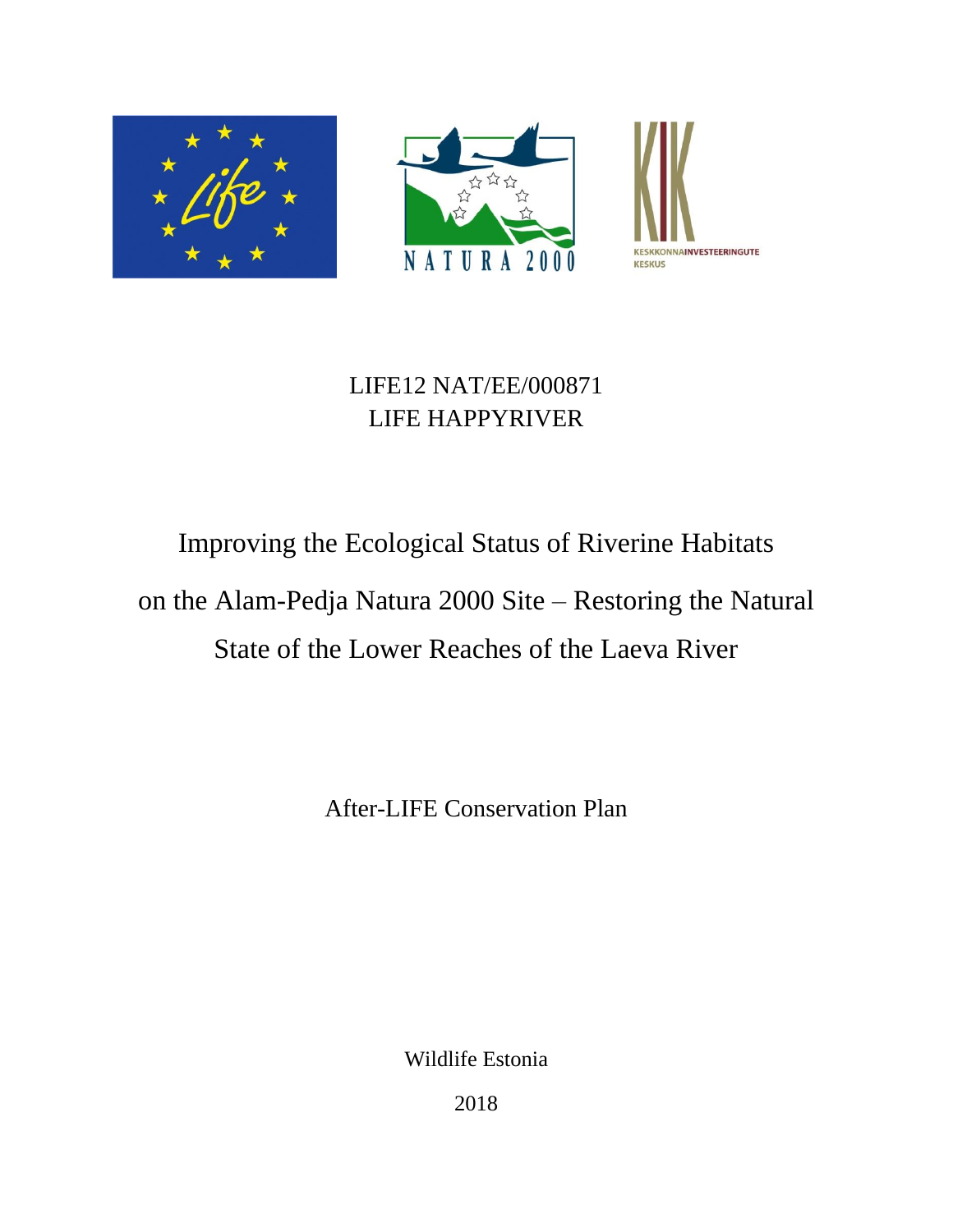LIFE12 NAT/EE/000871

LIFE HAPPYRIVER

# Improving the Ecological Status of Riverine Habitats on the Alam-Pedja Natura 2000 Site – Restoring the Natural State of the Lower Reaches of the Laeva River

After-LIFE Conservation Plan

Wildlife Estonia

2018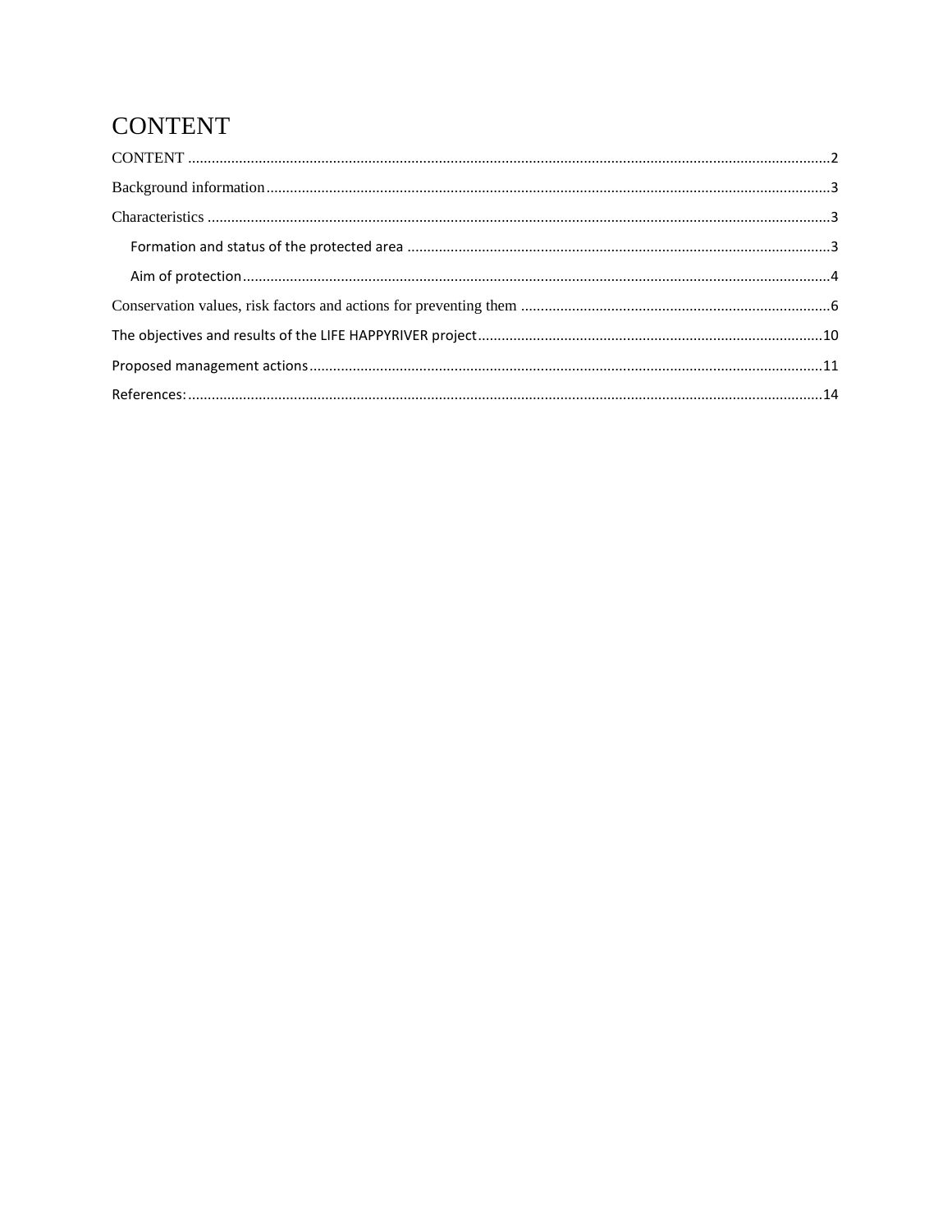# CONTENT

CONTENT ....................................................................................................................................................2

Background information...............................................................................................................................3

Characteristics .............................................................................................................................................3

Formation and status of the protected area ............................................................................................3

Aim of protection.......................................................................................................................................4

Conservation values, risk factors and actions for preventing them ..............................................................................6

The objectives and results of the LIFE HAPPYRIVER project........................................................................10

Proposed management actions..................................................................................................................11

References:..................................................................................................................................................14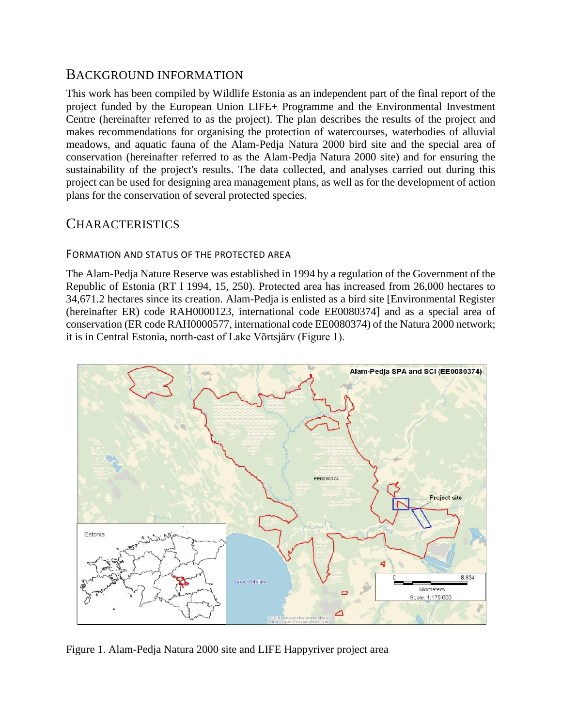## BACKGROUND INFORMATION

This work has been compiled by Wildlife Estonia as an independent part of the final report of the project funded by the European Union LIFE+ Programme and the Environmental Investment Centre (hereinafter referred to as the project). The plan describes the results of the project and makes recommendations for organising the protection of watercourses, waterbodies of alluvial meadows, and aquatic fauna of the Alam-Pedja Natura 2000 bird site and the special area of conservation (hereinafter referred to as the Alam-Pedja Natura 2000 site) and for ensuring the sustainability of the project's results. The data collected, and analyses carried out during this project can be used for designing area management plans, as well as for the development of action plans for the conservation of several protected species.

## CHARACTERISTICS

### FORMATION AND STATUS OF THE PROTECTED AREA

The Alam-Pedja Nature Reserve was established in 1994 by a regulation of the Government of the Republic of Estonia (RT I 1994, 15, 250). Protected area has increased from 26,000 hectares to 34,671.2 hectares since its creation. Alam-Pedja is enlisted as a bird site [Environmental Register (hereinafter ER) code RAH0000123, international code EE0080374] and as a special area of conservation (ER code RAH0000577, international code EE0080374) of the Natura 2000 network; it is in Central Estonia, north-east of Lake Võrtsjärv (Figure 1).

Figure 1. Alam-Pedja Natura 2000 site and LIFE Happyriver project area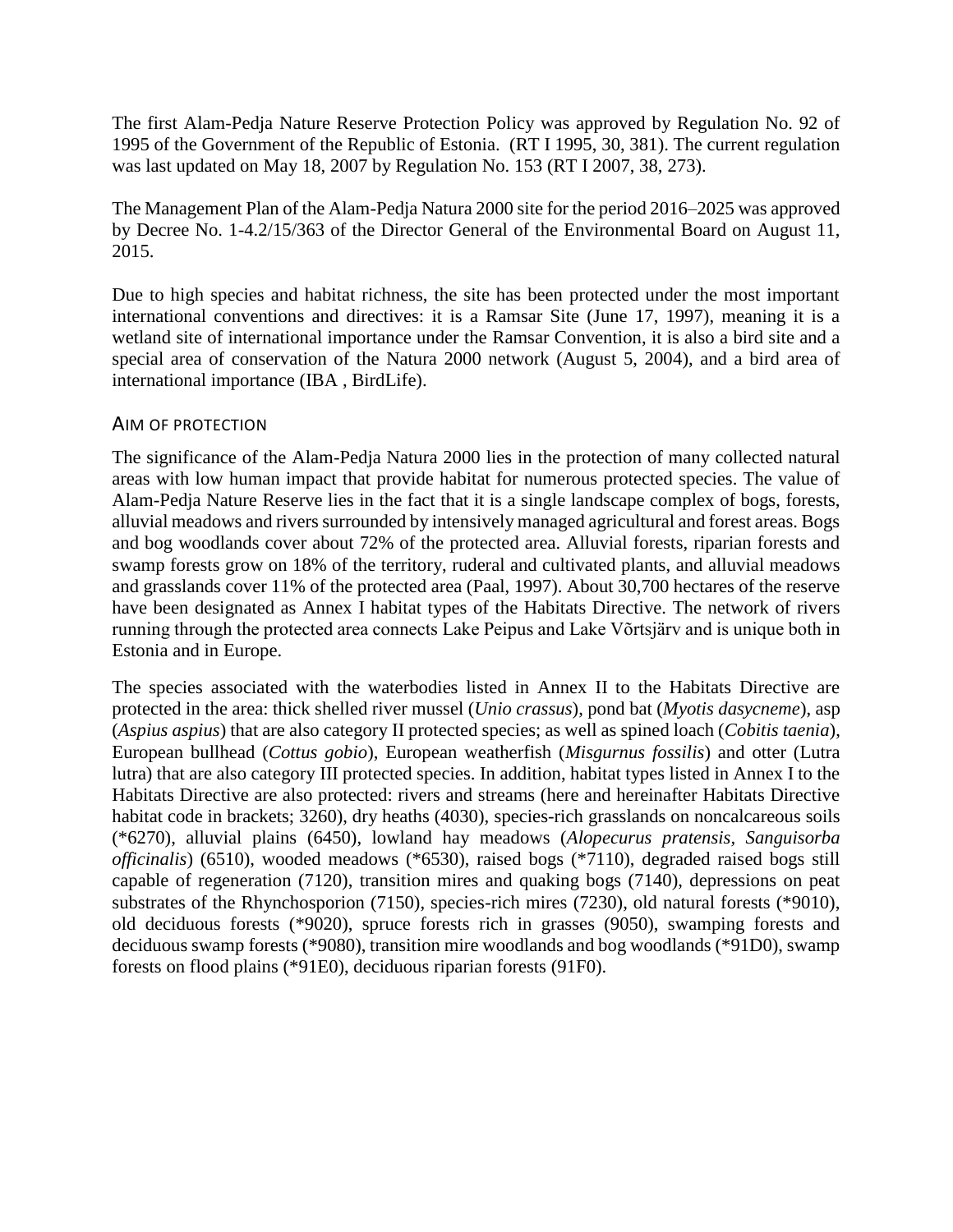The first Alam-Pedja Nature Reserve Protection Policy was approved by Regulation No. 92 of 1995 of the Government of the Republic of Estonia. (RT I 1995, 30, 381). The current regulation was last updated on May 18, 2007 by Regulation No. 153 (RT I 2007, 38, 273).

The Management Plan of the Alam-Pedja Natura 2000 site for the period 2016–2025 was approved by Decree No. 1-4.2/15/363 of the Director General of the Environmental Board on August 11, 2015.

Due to high species and habitat richness, the site has been protected under the most important international conventions and directives: it is a Ramsar Site (June 17, 1997), meaning it is a wetland site of international importance under the Ramsar Convention, it is also a bird site and a special area of conservation of the Natura 2000 network (August 5, 2004), and a bird area of international importance (IBA , BirdLife).

## Aim of protection

The significance of the Alam-Pedja Natura 2000 lies in the protection of many collected natural areas with low human impact that provide habitat for numerous protected species. The value of Alam-Pedja Nature Reserve lies in the fact that it is a single landscape complex of bogs, forests, alluvial meadows and rivers surrounded by intensively managed agricultural and forest areas. Bogs and bog woodlands cover about 72% of the protected area. Alluvial forests, riparian forests and swamp forests grow on 18% of the territory, ruderal and cultivated plants, and alluvial meadows and grasslands cover 11% of the protected area (Paal, 1997). About 30,700 hectares of the reserve have been designated as Annex I habitat types of the Habitats Directive. The network of rivers running through the protected area connects Lake Peipus and Lake Võrtsjärv and is unique both in Estonia and in Europe.

The species associated with the waterbodies listed in Annex II to the Habitats Directive are protected in the area: thick shelled river mussel (*Unio crassus*), pond bat (*Myotis dasycneme*), asp (*Aspius aspius*) that are also category II protected species; as well as spined loach (*Cobitis taenia*), European bullhead (*Cottus gobio*), European weatherfish (*Misgurnus fossilis*) and otter (Lutra lutra) that are also category III protected species. In addition, habitat types listed in Annex I to the Habitats Directive are also protected: rivers and streams (here and hereinafter Habitats Directive habitat code in brackets; 3260), dry heaths (4030), species-rich grasslands on noncalcareous soils (*6270), alluvial plains (6450), lowland hay meadows (*Alopecurus pratensis, Sanguisorba officinalis*) (6510), wooded meadows (*6530), raised bogs (*7110), degraded raised bogs still capable of regeneration (7120), transition mires and quaking bogs (7140), depressions on peat substrates of the Rhynchosporion (7150), species-rich mires (7230), old natural forests (*9010), old deciduous forests (*9020), spruce forests rich in grasses (9050), swamping forests and deciduous swamp forests (*9080), transition mire woodlands and bog woodlands (*91D0), swamp forests on flood plains (*91E0), deciduous riparian forests (91F0).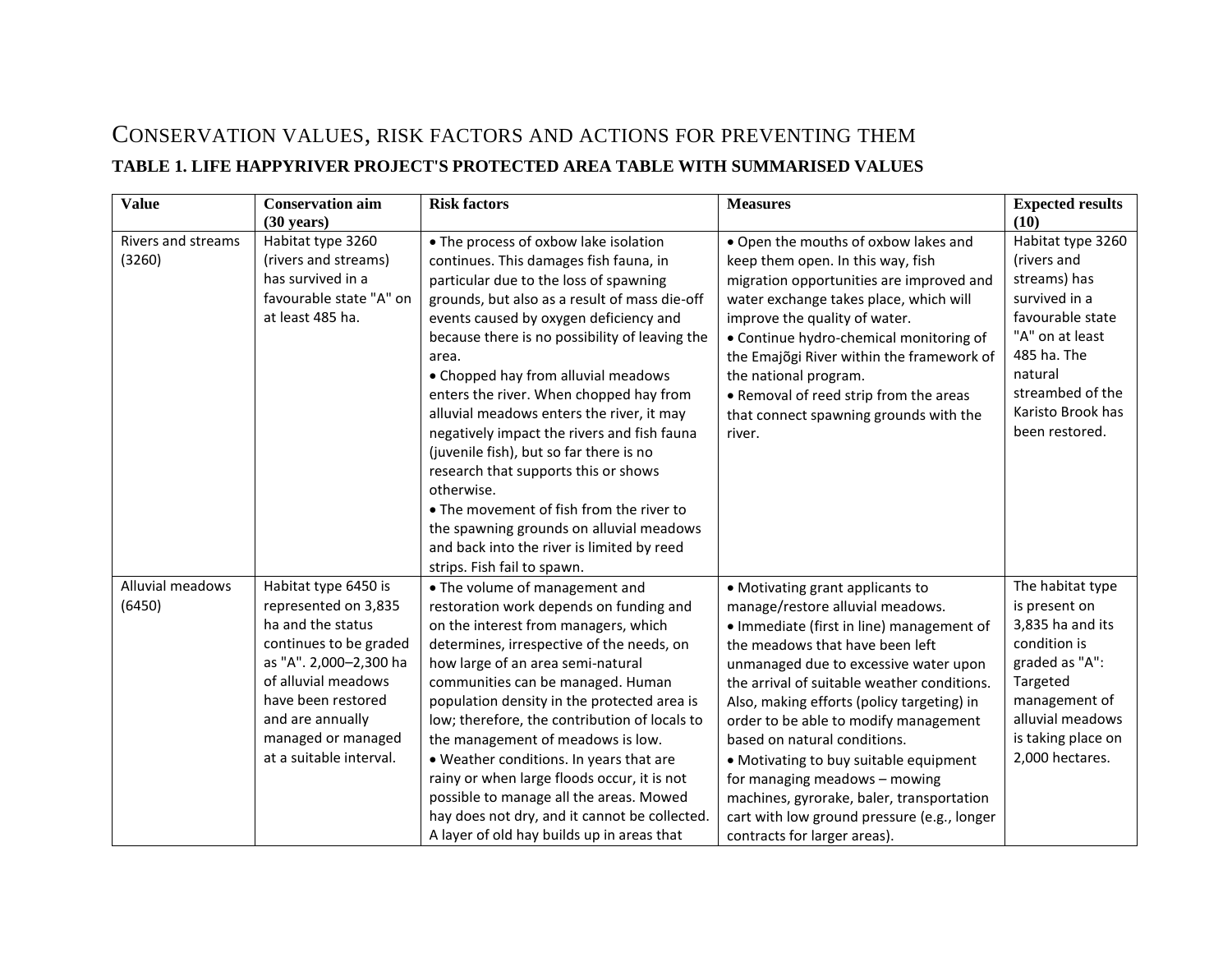# Conservation values, risk factors and actions for preventing them

### TABLE 1. LIFE HAPPYRIVER PROJECT'S PROTECTED AREA TABLE WITH SUMMARISED VALUES

| Value | Conservation aim (30 years) | Risk factors | Measures | Expected results (10) |
|---|---|---|---|---|
| Rivers and streams (3260) | Habitat type 3260 (rivers and streams) has survived in a favourable state "A" on at least 485 ha. | • The process of oxbow lake isolation continues. This damages fish fauna, in particular due to the loss of spawning grounds, but also as a result of mass die-off events caused by oxygen deficiency and because there is no possibility of leaving the area.<br>• Chopped hay from alluvial meadows enters the river. When chopped hay from alluvial meadows enters the river, it may negatively impact the rivers and fish fauna (juvenile fish), but so far there is no research that supports this or shows otherwise.<br>• The movement of fish from the river to the spawning grounds on alluvial meadows and back into the river is limited by reed strips. Fish fail to spawn. | • Open the mouths of oxbow lakes and keep them open. In this way, fish migration opportunities are improved and water exchange takes place, which will improve the quality of water.<br>• Continue hydro-chemical monitoring of the Emajõgi River within the framework of the national program.<br>• Removal of reed strip from the areas that connect spawning grounds with the river. | Habitat type 3260 (rivers and streams) has survived in a favourable state "A" on at least 485 ha. The natural streambed of the Karisto Brook has been restored. |
| Alluvial meadows (6450) | Habitat type 6450 is represented on 3,835 ha and the status continues to be graded as "A". 2,000–2,300 ha of alluvial meadows have been restored and are annually managed or managed at a suitable interval. | • The volume of management and restoration work depends on funding and on the interest from managers, which determines, irrespective of the needs, on how large of an area semi-natural communities can be managed. Human population density in the protected area is low; therefore, the contribution of locals to the management of meadows is low.<br>• Weather conditions. In years that are rainy or when large floods occur, it is not possible to manage all the areas. Mowed hay does not dry, and it cannot be collected. A layer of old hay builds up in areas that | • Motivating grant applicants to manage/restore alluvial meadows.<br>• Immediate (first in line) management of the meadows that have been left unmanaged due to excessive water upon the arrival of suitable weather conditions. Also, making efforts (policy targeting) in order to be able to modify management based on natural conditions.<br>• Motivating to buy suitable equipment for managing meadows – mowing machines, gyrorake, baler, transportation cart with low ground pressure (e.g., longer contracts for larger areas). | The habitat type is present on 3,835 ha and its condition is graded as "A": Targeted management of alluvial meadows is taking place on 2,000 hectares. |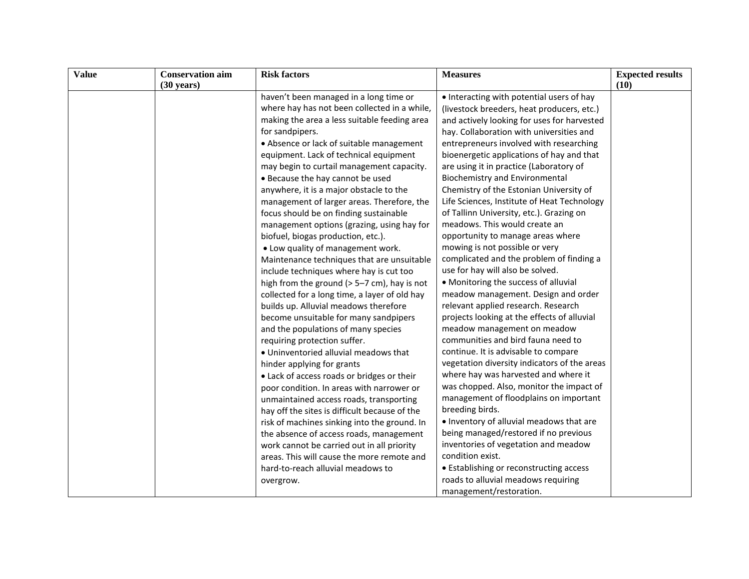| Value | Conservation aim (30 years) | Risk factors | Measures | Expected results (10) |
|---|---|---|---|---|
| | | haven't been managed in a long time or where hay has not been collected in a while, making the area a less suitable feeding area for sandpipers.<br>• Absence or lack of suitable management equipment. Lack of technical equipment may begin to curtail management capacity.<br>• Because the hay cannot be used anywhere, it is a major obstacle to the management of larger areas. Therefore, the focus should be on finding sustainable management options (grazing, using hay for biofuel, biogas production, etc.).<br>• Low quality of management work. Maintenance techniques that are unsuitable include techniques where hay is cut too high from the ground (> 5–7 cm), hay is not collected for a long time, a layer of old hay builds up. Alluvial meadows therefore become unsuitable for many sandpipers and the populations of many species requiring protection suffer.<br>• Uninventoried alluvial meadows that hinder applying for grants<br>• Lack of access roads or bridges or their poor condition. In areas with narrower or unmaintained access roads, transporting hay off the sites is difficult because of the risk of machines sinking into the ground. In the absence of access roads, management work cannot be carried out in all priority areas. This will cause the more remote and hard-to-reach alluvial meadows to overgrow. | • Interacting with potential users of hay (livestock breeders, heat producers, etc.) and actively looking for uses for harvested hay. Collaboration with universities and entrepreneurs involved with researching bioenergetic applications of hay and that are using it in practice (Laboratory of Biochemistry and Environmental Chemistry of the Estonian University of Life Sciences, Institute of Heat Technology of Tallinn University, etc.). Grazing on meadows. This would create an opportunity to manage areas where mowing is not possible or very complicated and the problem of finding a use for hay will also be solved.<br>• Monitoring the success of alluvial meadow management. Design and order relevant applied research. Research projects looking at the effects of alluvial meadow management on meadow communities and bird fauna need to continue. It is advisable to compare vegetation diversity indicators of the areas where hay was harvested and where it was chopped. Also, monitor the impact of management of floodplains on important breeding birds.<br>• Inventory of alluvial meadows that are being managed/restored if no previous inventories of vegetation and meadow condition exist.<br>• Establishing or reconstructing access roads to alluvial meadows requiring management/restoration. | |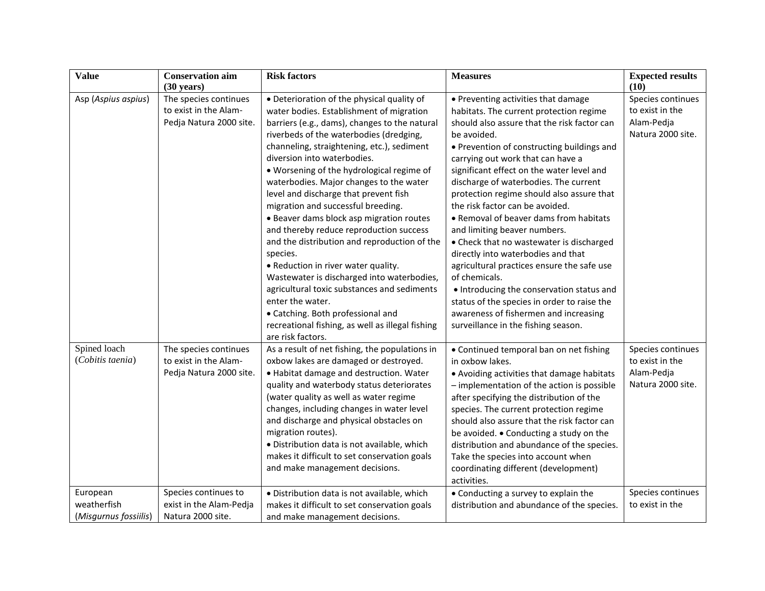| Value | Conservation aim (30 years) | Risk factors | Measures | Expected results (10) |
|---|---|---|---|---|
| Asp (*Aspius aspius*) | The species continues to exist in the Alam-Pedja Natura 2000 site. | • Deterioration of the physical quality of water bodies. Establishment of migration barriers (e.g., dams), changes to the natural riverbeds of the waterbodies (dredging, channeling, straightening, etc.), sediment diversion into waterbodies.<br>• Worsening of the hydrological regime of waterbodies. Major changes to the water level and discharge that prevent fish migration and successful breeding.<br>• Beaver dams block asp migration routes and thereby reduce reproduction success and the distribution and reproduction of the species.<br>• Reduction in river water quality. Wastewater is discharged into waterbodies, agricultural toxic substances and sediments enter the water.<br>• Catching. Both professional and recreational fishing, as well as illegal fishing are risk factors. | • Preventing activities that damage habitats. The current protection regime should also assure that the risk factor can be avoided.<br>• Prevention of constructing buildings and carrying out work that can have a significant effect on the water level and discharge of waterbodies. The current protection regime should also assure that the risk factor can be avoided.<br>• Removal of beaver dams from habitats and limiting beaver numbers.<br>• Check that no wastewater is discharged directly into waterbodies and that agricultural practices ensure the safe use of chemicals.<br>• Introducing the conservation status and status of the species in order to raise the awareness of fishermen and increasing surveillance in the fishing season. | Species continues to exist in the Alam-Pedja Natura 2000 site. |
| Spined loach (*Cobitis taenia*) | The species continues to exist in the Alam-Pedja Natura 2000 site. | As a result of net fishing, the populations in oxbow lakes are damaged or destroyed.<br>• Habitat damage and destruction. Water quality and waterbody status deteriorates (water quality as well as water regime changes, including changes in water level and discharge and physical obstacles on migration routes).<br>• Distribution data is not available, which makes it difficult to set conservation goals and make management decisions. | • Continued temporal ban on net fishing in oxbow lakes.<br>• Avoiding activities that damage habitats – implementation of the action is possible after specifying the distribution of the species. The current protection regime should also assure that the risk factor can be avoided. • Conducting a study on the distribution and abundance of the species. Take the species into account when coordinating different (development) activities. | Species continues to exist in the Alam-Pedja Natura 2000 site. |
| European weatherfish (*Misgurnus fossiilis*) | Species continues to exist in the Alam-Pedja Natura 2000 site. | • Distribution data is not available, which makes it difficult to set conservation goals and make management decisions. | • Conducting a survey to explain the distribution and abundance of the species. | Species continues to exist in the |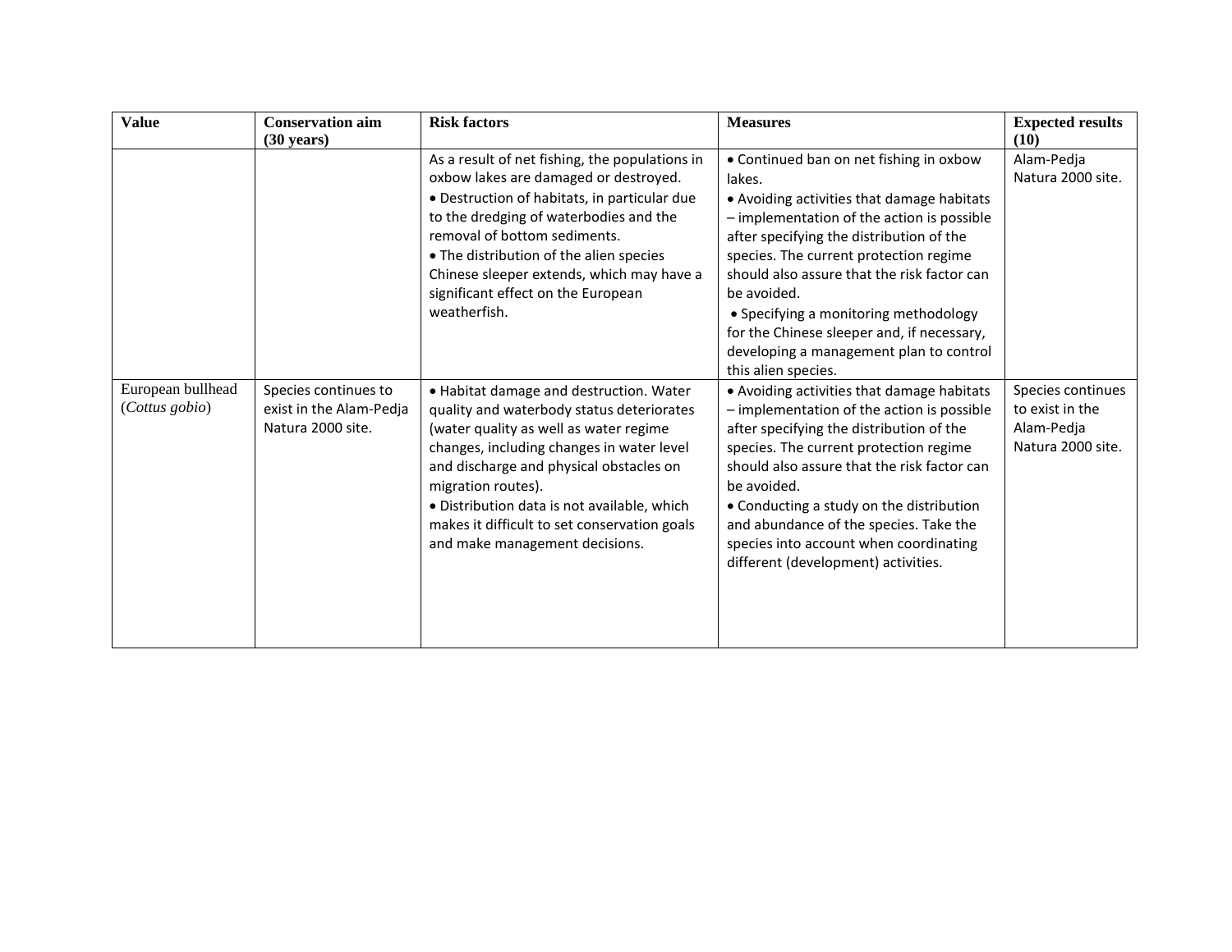| Value | Conservation aim (30 years) | Risk factors | Measures | Expected results (10) |
|---|---|---|---|---|
| | | As a result of net fishing, the populations in oxbow lakes are damaged or destroyed.<br>• Destruction of habitats, in particular due to the dredging of waterbodies and the removal of bottom sediments.<br>• The distribution of the alien species Chinese sleeper extends, which may have a significant effect on the European weatherfish. | • Continued ban on net fishing in oxbow lakes.<br>• Avoiding activities that damage habitats – implementation of the action is possible after specifying the distribution of the species. The current protection regime should also assure that the risk factor can be avoided.<br>• Specifying a monitoring methodology for the Chinese sleeper and, if necessary, developing a management plan to control this alien species. | Alam-Pedja Natura 2000 site. |
| European bullhead (*Cottus gobio*) | Species continues to exist in the Alam-Pedja Natura 2000 site. | • Habitat damage and destruction. Water quality and waterbody status deteriorates (water quality as well as water regime changes, including changes in water level and discharge and physical obstacles on migration routes).<br>• Distribution data is not available, which makes it difficult to set conservation goals and make management decisions. | • Avoiding activities that damage habitats – implementation of the action is possible after specifying the distribution of the species. The current protection regime should also assure that the risk factor can be avoided.<br>• Conducting a study on the distribution and abundance of the species. Take the species into account when coordinating different (development) activities. | Species continues to exist in the Alam-Pedja Natura 2000 site. |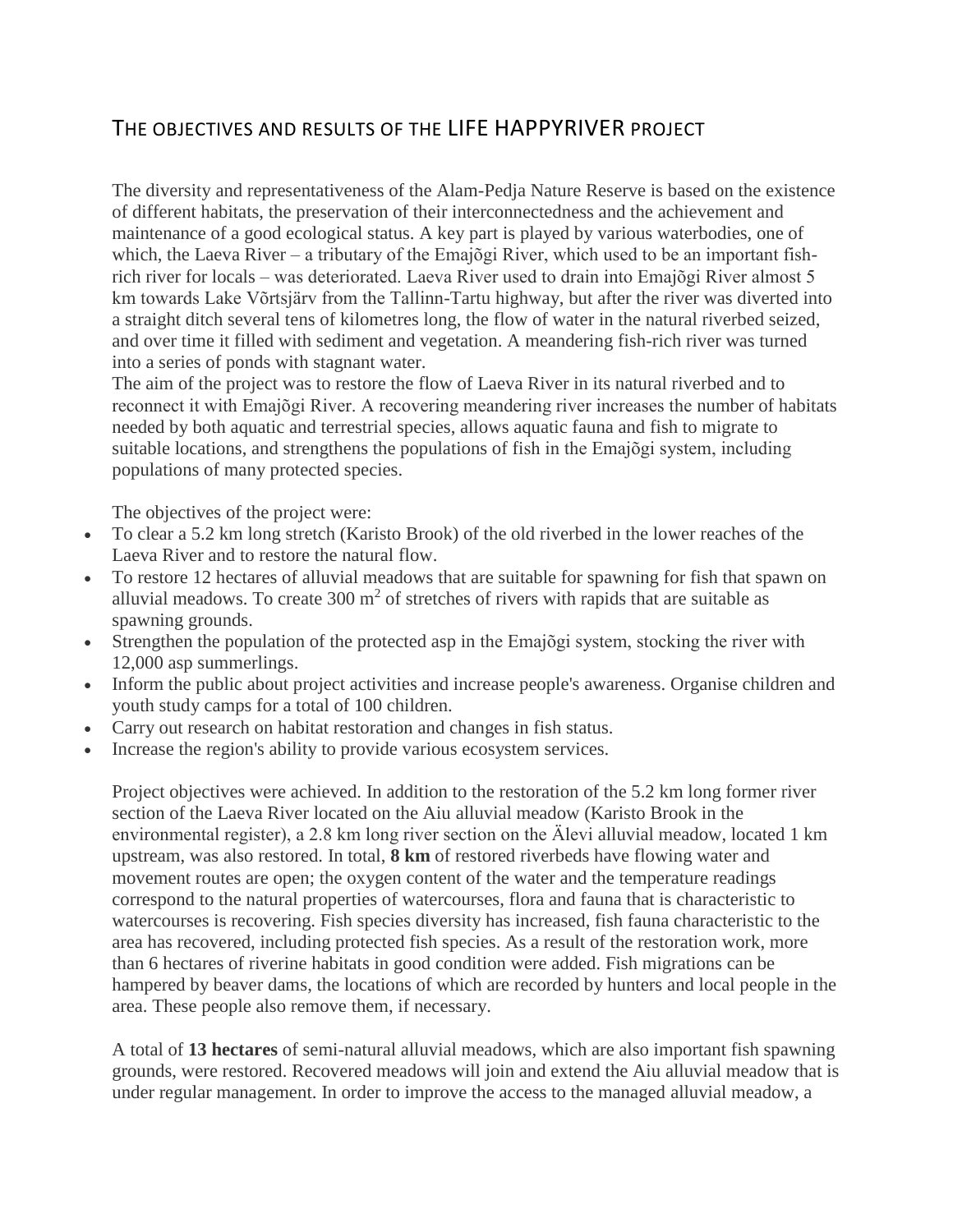# THE OBJECTIVES AND RESULTS OF THE LIFE HAPPYRIVER PROJECT

The diversity and representativeness of the Alam-Pedja Nature Reserve is based on the existence of different habitats, the preservation of their interconnectedness and the achievement and maintenance of a good ecological status. A key part is played by various waterbodies, one of which, the Laeva River – a tributary of the Emajõgi River, which used to be an important fish-rich river for locals – was deteriorated. Laeva River used to drain into Emajõgi River almost 5 km towards Lake Võrtsjärv from the Tallinn-Tartu highway, but after the river was diverted into a straight ditch several tens of kilometres long, the flow of water in the natural riverbed seized, and over time it filled with sediment and vegetation. A meandering fish-rich river was turned into a series of ponds with stagnant water.

The aim of the project was to restore the flow of Laeva River in its natural riverbed and to reconnect it with Emajõgi River. A recovering meandering river increases the number of habitats needed by both aquatic and terrestrial species, allows aquatic fauna and fish to migrate to suitable locations, and strengthens the populations of fish in the Emajõgi system, including populations of many protected species.

The objectives of the project were:

- To clear a 5.2 km long stretch (Karisto Brook) of the old riverbed in the lower reaches of the Laeva River and to restore the natural flow.
- To restore 12 hectares of alluvial meadows that are suitable for spawning for fish that spawn on alluvial meadows. To create 300 m$^2$ of stretches of rivers with rapids that are suitable as spawning grounds.
- Strengthen the population of the protected asp in the Emajõgi system, stocking the river with 12,000 asp summerlings.
- Inform the public about project activities and increase people's awareness. Organise children and youth study camps for a total of 100 children.
- Carry out research on habitat restoration and changes in fish status.
- Increase the region's ability to provide various ecosystem services.

Project objectives were achieved. In addition to the restoration of the 5.2 km long former river section of the Laeva River located on the Aiu alluvial meadow (Karisto Brook in the environmental register), a 2.8 km long river section on the Älevi alluvial meadow, located 1 km upstream, was also restored. In total, **8 km** of restored riverbeds have flowing water and movement routes are open; the oxygen content of the water and the temperature readings correspond to the natural properties of watercourses, flora and fauna that is characteristic to watercourses is recovering. Fish species diversity has increased, fish fauna characteristic to the area has recovered, including protected fish species. As a result of the restoration work, more than 6 hectares of riverine habitats in good condition were added. Fish migrations can be hampered by beaver dams, the locations of which are recorded by hunters and local people in the area. These people also remove them, if necessary.

A total of **13 hectares** of semi-natural alluvial meadows, which are also important fish spawning grounds, were restored. Recovered meadows will join and extend the Aiu alluvial meadow that is under regular management. In order to improve the access to the managed alluvial meadow, a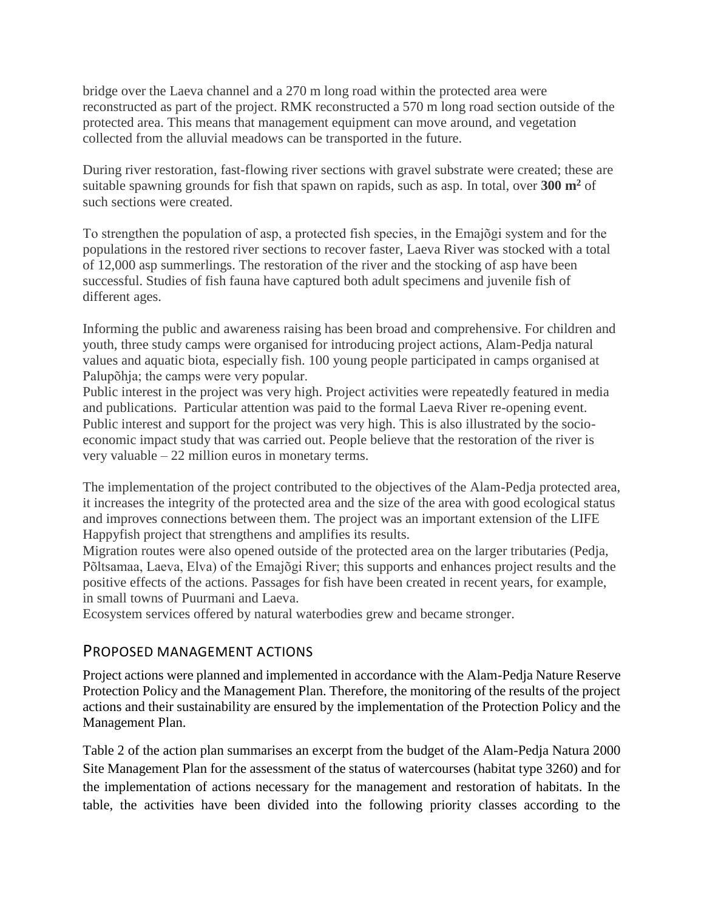bridge over the Laeva channel and a 270 m long road within the protected area were reconstructed as part of the project. RMK reconstructed a 570 m long road section outside of the protected area. This means that management equipment can move around, and vegetation collected from the alluvial meadows can be transported in the future.

During river restoration, fast-flowing river sections with gravel substrate were created; these are suitable spawning grounds for fish that spawn on rapids, such as asp. In total, over **300 m$^2$** of such sections were created.

To strengthen the population of asp, a protected fish species, in the Emajõgi system and for the populations in the restored river sections to recover faster, Laeva River was stocked with a total of 12,000 asp summerlings. The restoration of the river and the stocking of asp have been successful. Studies of fish fauna have captured both adult specimens and juvenile fish of different ages.

Informing the public and awareness raising has been broad and comprehensive. For children and youth, three study camps were organised for introducing project actions, Alam-Pedja natural values and aquatic biota, especially fish. 100 young people participated in camps organised at Palupõhja; the camps were very popular.
Public interest in the project was very high. Project activities were repeatedly featured in media and publications. Particular attention was paid to the formal Laeva River re-opening event. Public interest and support for the project was very high. This is also illustrated by the socio-economic impact study that was carried out. People believe that the restoration of the river is very valuable – 22 million euros in monetary terms.

The implementation of the project contributed to the objectives of the Alam-Pedja protected area, it increases the integrity of the protected area and the size of the area with good ecological status and improves connections between them. The project was an important extension of the LIFE Happyfish project that strengthens and amplifies its results.
Migration routes were also opened outside of the protected area on the larger tributaries (Pedja, Põltsamaa, Laeva, Elva) of the Emajõgi River; this supports and enhances project results and the positive effects of the actions. Passages for fish have been created in recent years, for example, in small towns of Puurmani and Laeva.
Ecosystem services offered by natural waterbodies grew and became stronger.

## Proposed management actions

Project actions were planned and implemented in accordance with the Alam-Pedja Nature Reserve Protection Policy and the Management Plan. Therefore, the monitoring of the results of the project actions and their sustainability are ensured by the implementation of the Protection Policy and the Management Plan.

Table 2 of the action plan summarises an excerpt from the budget of the Alam-Pedja Natura 2000 Site Management Plan for the assessment of the status of watercourses (habitat type 3260) and for the implementation of actions necessary for the management and restoration of habitats. In the table, the activities have been divided into the following priority classes according to the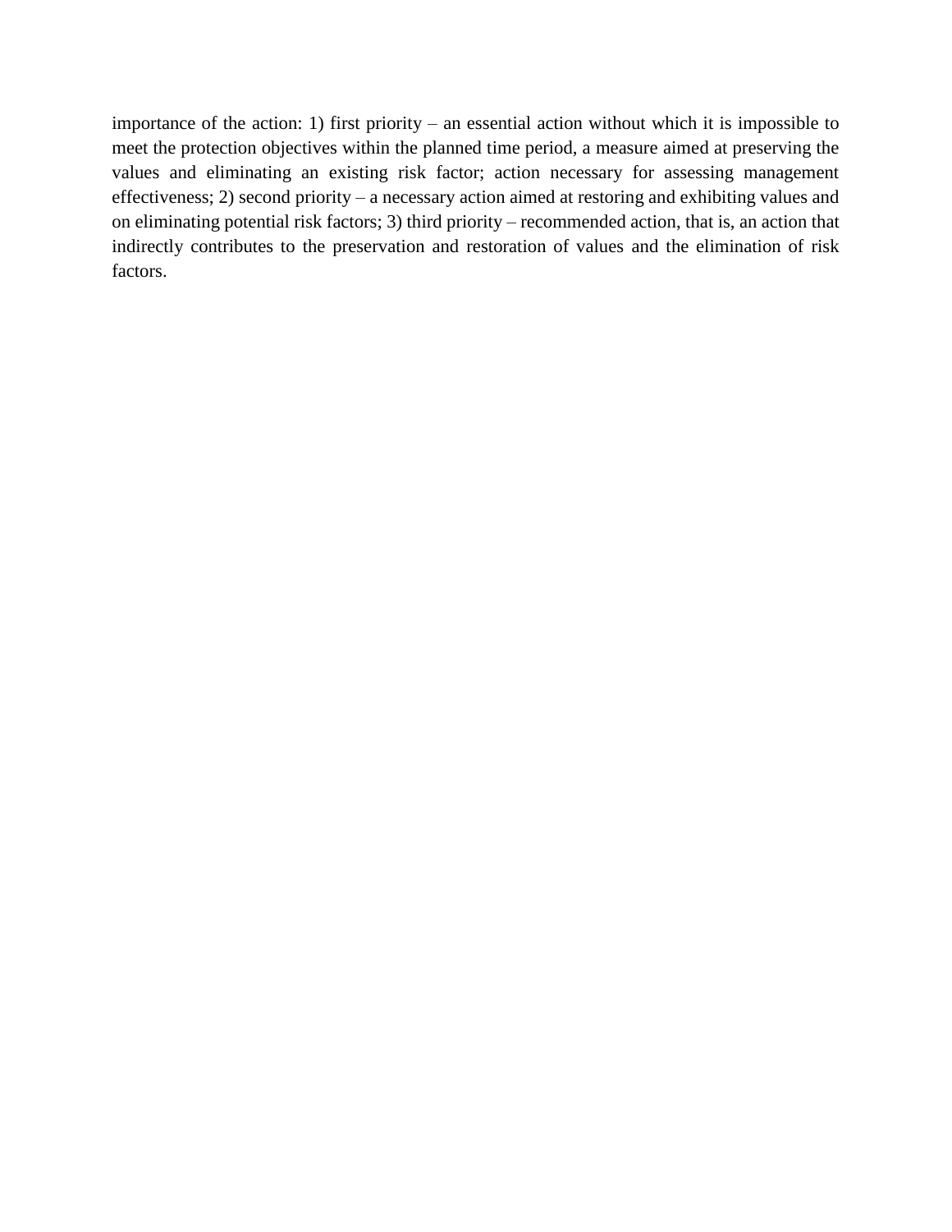importance of the action: 1) first priority – an essential action without which it is impossible to meet the protection objectives within the planned time period, a measure aimed at preserving the values and eliminating an existing risk factor; action necessary for assessing management effectiveness; 2) second priority – a necessary action aimed at restoring and exhibiting values and on eliminating potential risk factors; 3) third priority – recommended action, that is, an action that indirectly contributes to the preservation and restoration of values and the elimination of risk factors.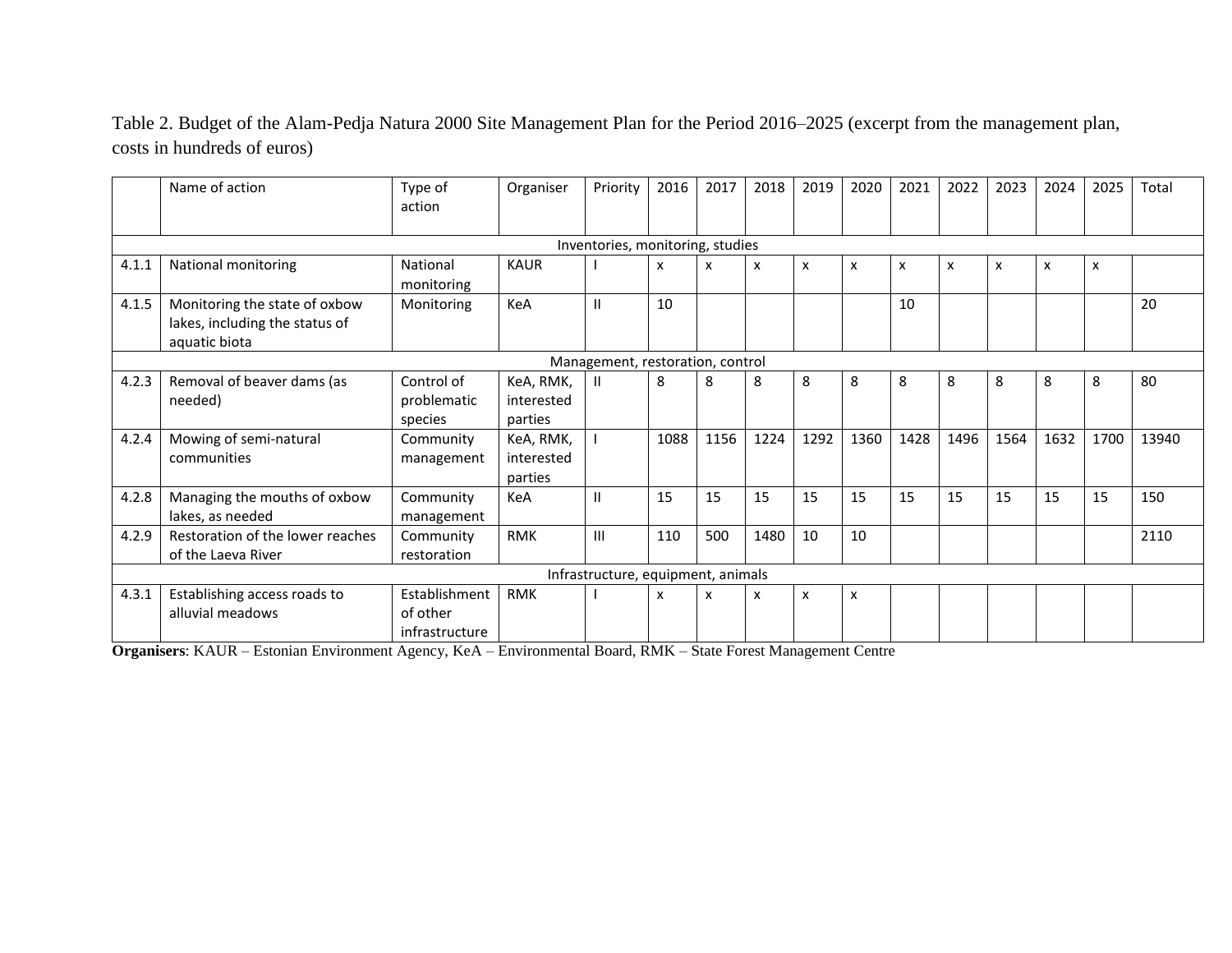Table 2. Budget of the Alam-Pedja Natura 2000 Site Management Plan for the Period 2016–2025 (excerpt from the management plan, costs in hundreds of euros)

| | Name of action | Type of action | Organiser | Priority | 2016 | 2017 | 2018 | 2019 | 2020 | 2021 | 2022 | 2023 | 2024 | 2025 | Total |
|---|---|---|---|---|---|---|---|---|---|---|---|---|---|---|---|
| Inventories, monitoring, studies | | | | | | | | | | | | | | | |
| 4.1.1 | National monitoring | National monitoring | KAUR | I | x | x | x | x | x | x | x | x | x | x | |
| 4.1.5 | Monitoring the state of oxbow lakes, including the status of aquatic biota | Monitoring | KeA | II | 10 | | | | | 10 | | | | | 20 |
| Management, restoration, control | | | | | | | | | | | | | | | |
| 4.2.3 | Removal of beaver dams (as needed) | Control of problematic species | KeA, RMK, interested parties | II | 8 | 8 | 8 | 8 | 8 | 8 | 8 | 8 | 8 | 8 | 80 |
| 4.2.4 | Mowing of semi-natural communities | Community management | KeA, RMK, interested parties | I | 1088 | 1156 | 1224 | 1292 | 1360 | 1428 | 1496 | 1564 | 1632 | 1700 | 13940 |
| 4.2.8 | Managing the mouths of oxbow lakes, as needed | Community management | KeA | II | 15 | 15 | 15 | 15 | 15 | 15 | 15 | 15 | 15 | 15 | 150 |
| 4.2.9 | Restoration of the lower reaches of the Laeva River | Community restoration | RMK | III | 110 | 500 | 1480 | 10 | 10 | | | | | | 2110 |
| Infrastructure, equipment, animals | | | | | | | | | | | | | | | |
| 4.3.1 | Establishing access roads to alluvial meadows | Establishment of other infrastructure | RMK | I | x | x | x | x | x | | | | | | |

**Organisers**: KAUR – Estonian Environment Agency, KeA – Environmental Board, RMK – State Forest Management Centre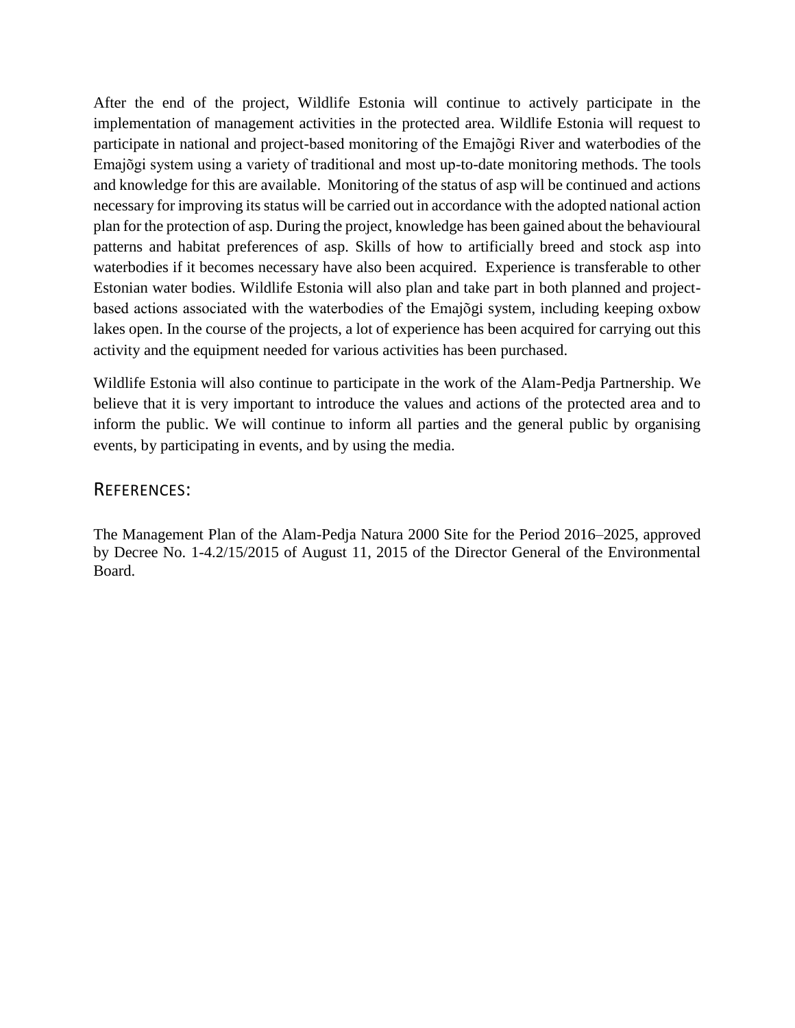After the end of the project, Wildlife Estonia will continue to actively participate in the implementation of management activities in the protected area. Wildlife Estonia will request to participate in national and project-based monitoring of the Emajõgi River and waterbodies of the Emajõgi system using a variety of traditional and most up-to-date monitoring methods. The tools and knowledge for this are available. Monitoring of the status of asp will be continued and actions necessary for improving its status will be carried out in accordance with the adopted national action plan for the protection of asp. During the project, knowledge has been gained about the behavioural patterns and habitat preferences of asp. Skills of how to artificially breed and stock asp into waterbodies if it becomes necessary have also been acquired. Experience is transferable to other Estonian water bodies. Wildlife Estonia will also plan and take part in both planned and project-based actions associated with the waterbodies of the Emajõgi system, including keeping oxbow lakes open. In the course of the projects, a lot of experience has been acquired for carrying out this activity and the equipment needed for various activities has been purchased.

Wildlife Estonia will also continue to participate in the work of the Alam-Pedja Partnership. We believe that it is very important to introduce the values and actions of the protected area and to inform the public. We will continue to inform all parties and the general public by organising events, by participating in events, and by using the media.

## References:

The Management Plan of the Alam-Pedja Natura 2000 Site for the Period 2016–2025, approved by Decree No. 1-4.2/15/2015 of August 11, 2015 of the Director General of the Environmental Board.